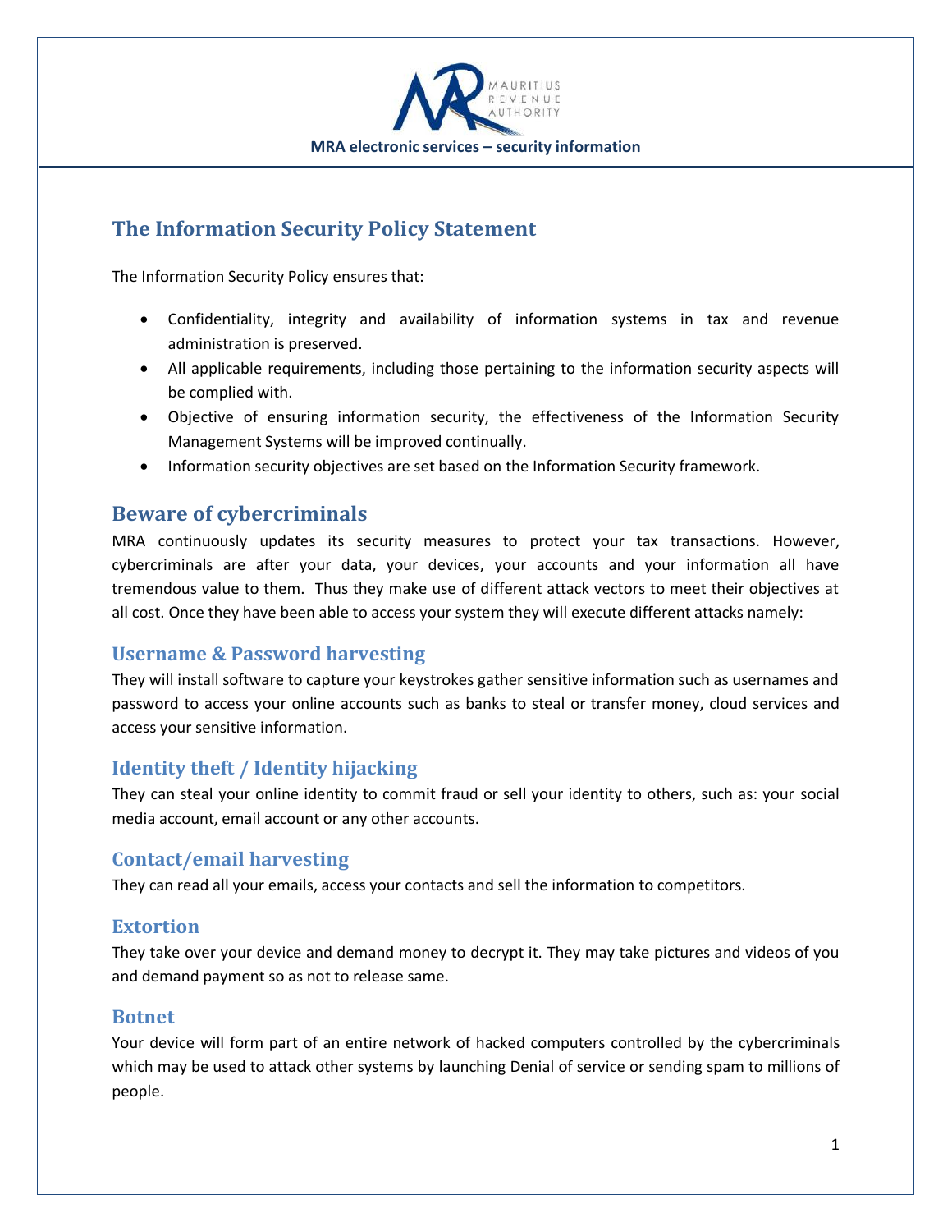MRA electronic services – security information

## The Information Security Policy Statement

The Information Security Policy ensures that:

- Confidentiality, integrity and availability of information systems in tax and revenue administration is preserved.
- All applicable requirements, including those pertaining to the information security aspects will be complied with.
- Objective of ensuring information security, the effectiveness of the Information Security Management Systems will be improved continually.
- Information security objectives are set based on the Information Security framework.

## Beware of cybercriminals

MRA continuously updates its security measures to protect your tax transactions. However, cybercriminals are after your data, your devices, your accounts and your information all have tremendous value to them. Thus they make use of different attack vectors to meet their objectives at all cost. Once they have been able to access your system they will execute different attacks namely:

### Username & Password harvesting

They will install software to capture your keystrokes gather sensitive information such as usernames and password to access your online accounts such as banks to steal or transfer money, cloud services and access your sensitive information.

### Identity theft / Identity hijacking

They can steal your online identity to commit fraud or sell your identity to others, such as: your social media account, email account or any other accounts.

### Contact/email harvesting

They can read all your emails, access your contacts and sell the information to competitors.

### Extortion

They take over your device and demand money to decrypt it. They may take pictures and videos of you and demand payment so as not to release same.

### Botnet

Your device will form part of an entire network of hacked computers controlled by the cybercriminals which may be used to attack other systems by launching Denial of service or sending spam to millions of people.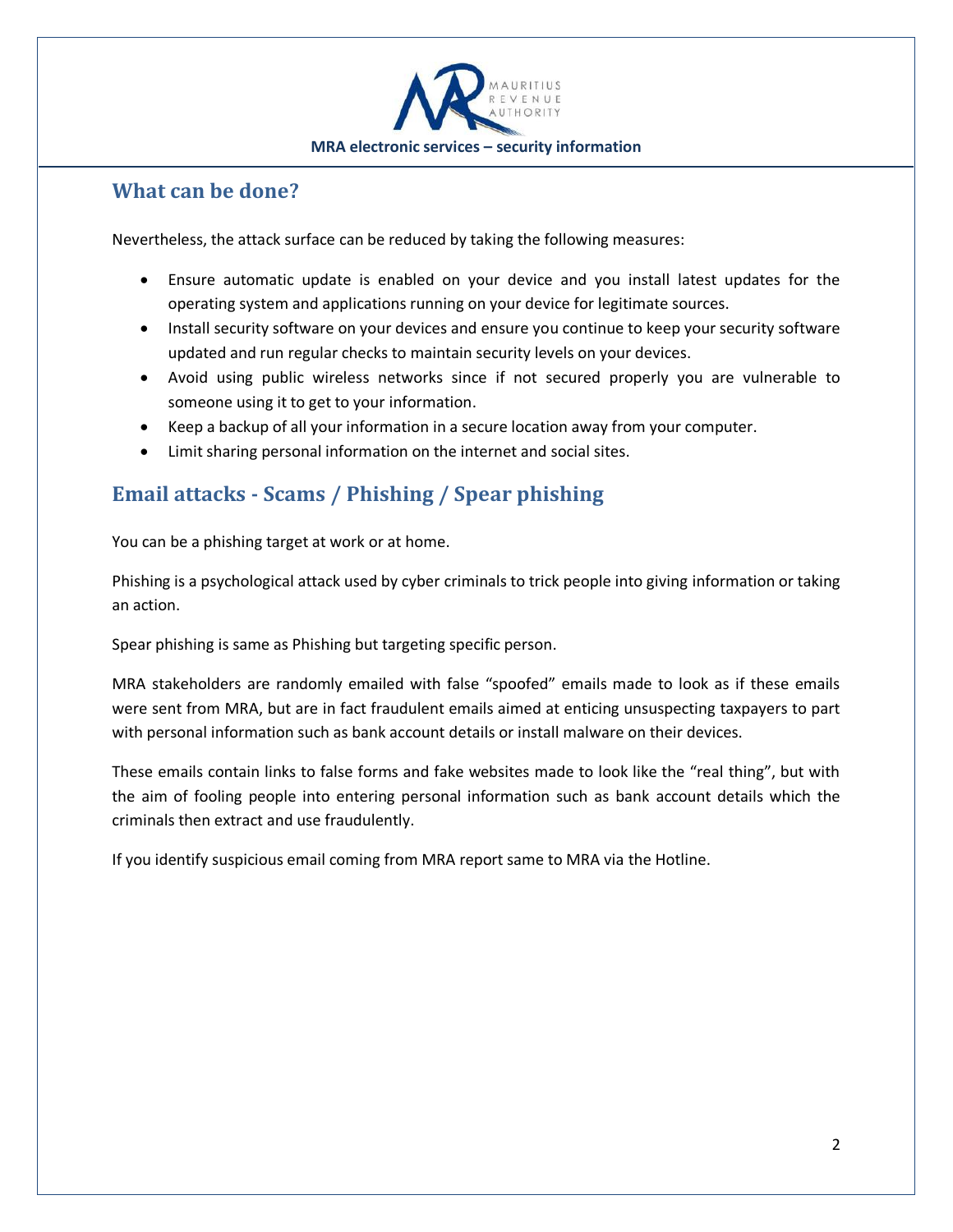## What can be done?

Nevertheless, the attack surface can be reduced by taking the following measures:

- Ensure automatic update is enabled on your device and you install latest updates for the operating system and applications running on your device for legitimate sources.
- Install security software on your devices and ensure you continue to keep your security software updated and run regular checks to maintain security levels on your devices.
- Avoid using public wireless networks since if not secured properly you are vulnerable to someone using it to get to your information.
- Keep a backup of all your information in a secure location away from your computer.
- Limit sharing personal information on the internet and social sites.

## Email attacks - Scams / Phishing / Spear phishing

You can be a phishing target at work or at home.

Phishing is a psychological attack used by cyber criminals to trick people into giving information or taking an action.

Spear phishing is same as Phishing but targeting specific person.

MRA stakeholders are randomly emailed with false "spoofed" emails made to look as if these emails were sent from MRA, but are in fact fraudulent emails aimed at enticing unsuspecting taxpayers to part with personal information such as bank account details or install malware on their devices.

These emails contain links to false forms and fake websites made to look like the "real thing", but with the aim of fooling people into entering personal information such as bank account details which the criminals then extract and use fraudulently.

If you identify suspicious email coming from MRA report same to MRA via the Hotline.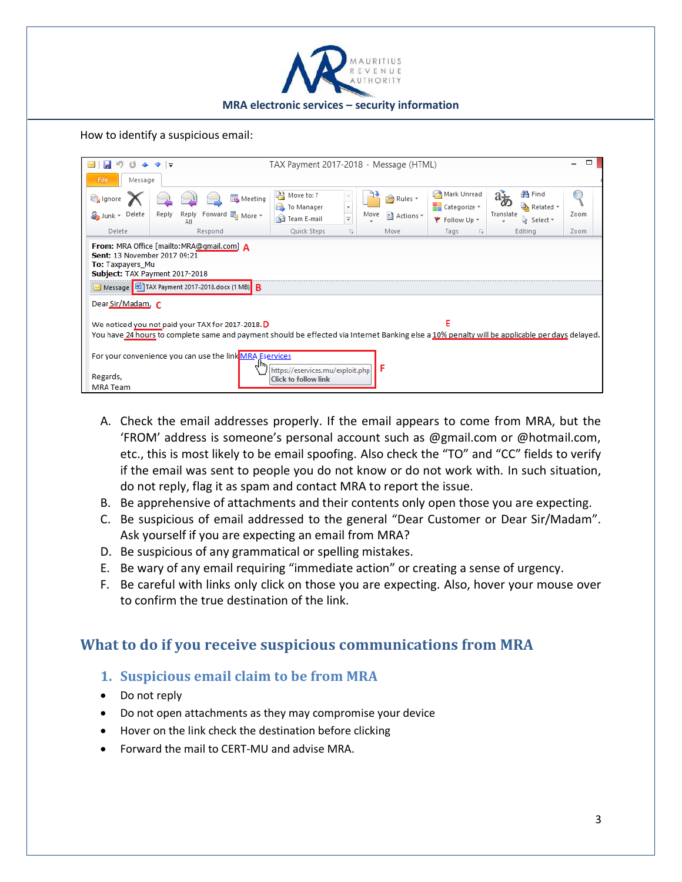How to identify a suspicious email:

A. Check the email addresses properly. If the email appears to come from MRA, but the ‘FROM’ address is someone’s personal account such as @gmail.com or @hotmail.com, etc., this is most likely to be email spoofing. Also check the “TO” and “CC” fields to verify if the email was sent to people you do not know or do not work with. In such situation, do not reply, flag it as spam and contact MRA to report the issue.
B. Be apprehensive of attachments and their contents only open those you are expecting.
C. Be suspicious of email addressed to the general “Dear Customer or Dear Sir/Madam”. Ask yourself if you are expecting an email from MRA?
D. Be suspicious of any grammatical or spelling mistakes.
E. Be wary of any email requiring “immediate action” or creating a sense of urgency.
F. Be careful with links only click on those you are expecting. Also, hover your mouse over to confirm the true destination of the link.

## What to do if you receive suspicious communications from MRA

### 1. Suspicious email claim to be from MRA

- Do not reply
- Do not open attachments as they may compromise your device
- Hover on the link check the destination before clicking
- Forward the mail to CERT-MU and advise MRA.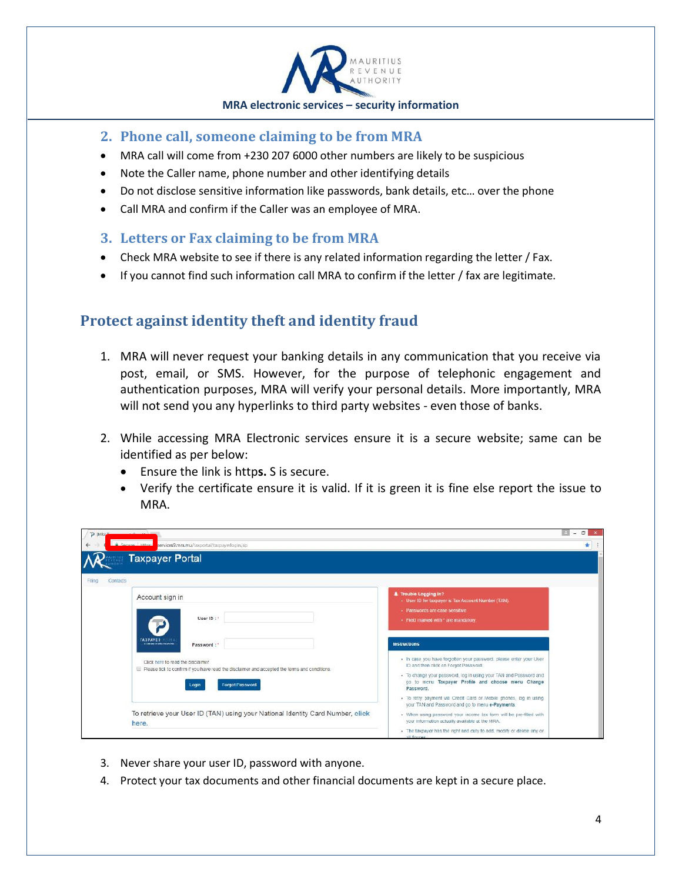## 2. Phone call, someone claiming to be from MRA

- MRA call will come from +230 207 6000 other numbers are likely to be suspicious
- Note the Caller name, phone number and other identifying details
- Do not disclose sensitive information like passwords, bank details, etc… over the phone
- Call MRA and confirm if the Caller was an employee of MRA.

## 3. Letters or Fax claiming to be from MRA

- Check MRA website to see if there is any related information regarding the letter / Fax.
- If you cannot find such information call MRA to confirm if the letter / fax are legitimate.

# Protect against identity theft and identity fraud

1. MRA will never request your banking details in any communication that you receive via post, email, or SMS. However, for the purpose of telephonic engagement and authentication purposes, MRA will verify your personal details. More importantly, MRA will not send you any hyperlinks to third party websites - even those of banks.

2. While accessing MRA Electronic services ensure it is a secure website; same can be identified as per below:
   - Ensure the link is http**s.** S is secure.
   - Verify the certificate ensure it is valid. If it is green it is fine else report the issue to MRA.

3. Never share your user ID, password with anyone.
4. Protect your tax documents and other financial documents are kept in a secure place.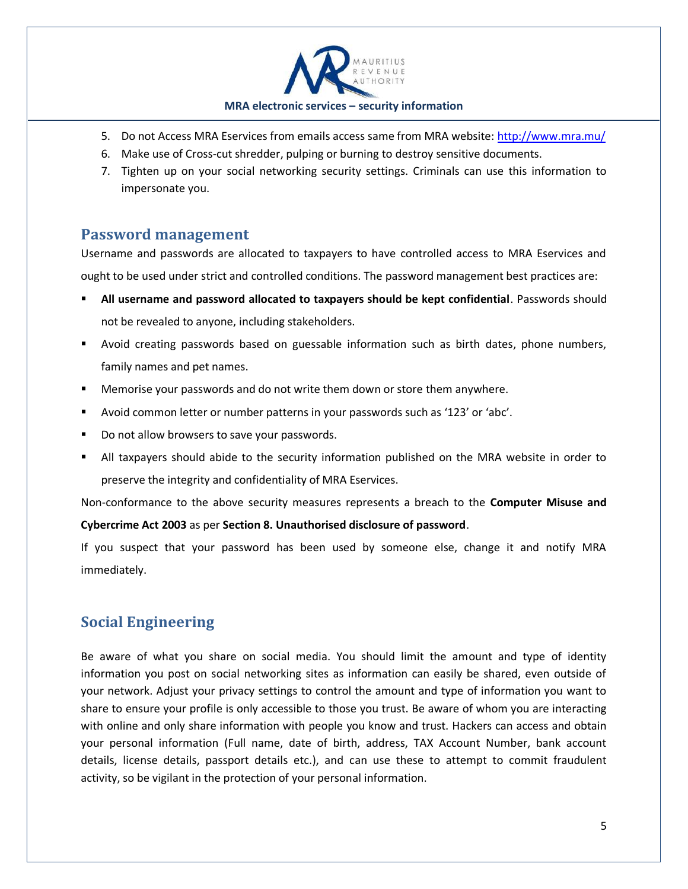5. Do not Access MRA Eservices from emails access same from MRA website: [http://www.mra.mu/](http://www.mra.mu/)
6. Make use of Cross-cut shredder, pulping or burning to destroy sensitive documents.
7. Tighten up on your social networking security settings. Criminals can use this information to impersonate you.

## Password management

Username and passwords are allocated to taxpayers to have controlled access to MRA Eservices and ought to be used under strict and controlled conditions. The password management best practices are:

- **All username and password allocated to taxpayers should be kept confidential**. Passwords should not be revealed to anyone, including stakeholders.
- Avoid creating passwords based on guessable information such as birth dates, phone numbers, family names and pet names.
- Memorise your passwords and do not write them down or store them anywhere.
- Avoid common letter or number patterns in your passwords such as '123' or 'abc'.
- Do not allow browsers to save your passwords.
- All taxpayers should abide to the security information published on the MRA website in order to preserve the integrity and confidentiality of MRA Eservices.

Non-conformance to the above security measures represents a breach to the **Computer Misuse and Cybercrime Act 2003** as per **Section 8. Unauthorised disclosure of password**.

If you suspect that your password has been used by someone else, change it and notify MRA immediately.

## Social Engineering

Be aware of what you share on social media. You should limit the amount and type of identity information you post on social networking sites as information can easily be shared, even outside of your network. Adjust your privacy settings to control the amount and type of information you want to share to ensure your profile is only accessible to those you trust. Be aware of whom you are interacting with online and only share information with people you know and trust. Hackers can access and obtain your personal information (Full name, date of birth, address, TAX Account Number, bank account details, license details, passport details etc.), and can use these to attempt to commit fraudulent activity, so be vigilant in the protection of your personal information.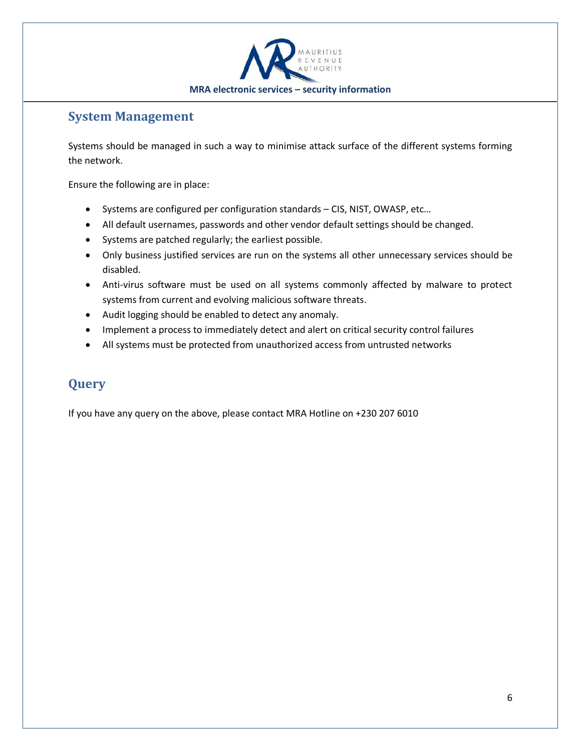## System Management

Systems should be managed in such a way to minimise attack surface of the different systems forming the network.

Ensure the following are in place:

- Systems are configured per configuration standards – CIS, NIST, OWASP, etc…
- All default usernames, passwords and other vendor default settings should be changed.
- Systems are patched regularly; the earliest possible.
- Only business justified services are run on the systems all other unnecessary services should be disabled.
- Anti-virus software must be used on all systems commonly affected by malware to protect systems from current and evolving malicious software threats.
- Audit logging should be enabled to detect any anomaly.
- Implement a process to immediately detect and alert on critical security control failures
- All systems must be protected from unauthorized access from untrusted networks

## Query

If you have any query on the above, please contact MRA Hotline on +230 207 6010